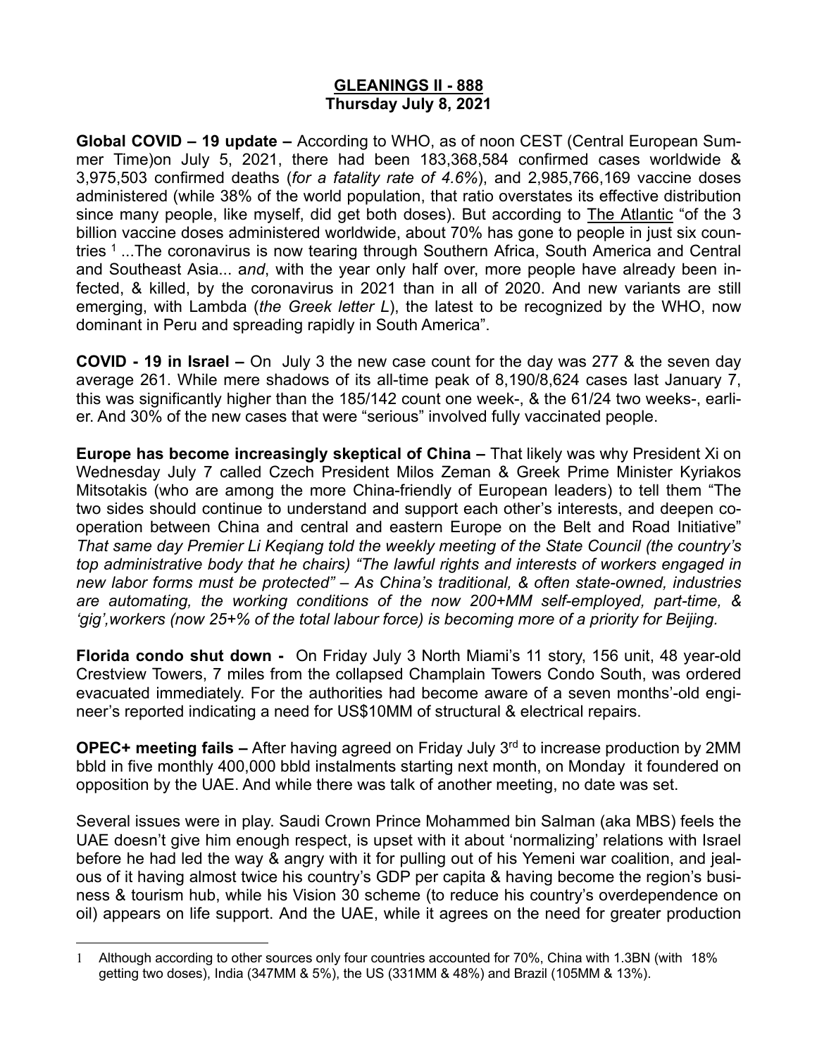**GLEANINGS II - 888**
**Thursday July 8, 2021**

**Global COVID – 19 update –** According to WHO, as of noon CEST (Central European Summer Time)on July 5, 2021, there had been 183,368,584 confirmed cases worldwide & 3,975,503 confirmed deaths (*for a fatality rate of 4.6%*), and 2,985,766,169 vaccine doses administered (while 38% of the world population, that ratio overstates its effective distribution since many people, like myself, did get both doses). But according to The Atlantic "of the 3 billion vaccine doses administered worldwide, about 70% has gone to people in just six countries [1] ...The coronavirus is now tearing through Southern Africa, South America and Central and Southeast Asia... a*nd*, with the year only half over, more people have already been infected, & killed, by the coronavirus in 2021 than in all of 2020. And new variants are still emerging, with Lambda (*the Greek letter L*), the latest to be recognized by the WHO, now dominant in Peru and spreading rapidly in South America".

**COVID - 19 in Israel –** On July 3 the new case count for the day was 277 & the seven day average 261. While mere shadows of its all-time peak of 8,190/8,624 cases last January 7, this was significantly higher than the 185/142 count one week-, & the 61/24 two weeks-, earlier. And 30% of the new cases that were "serious" involved fully vaccinated people.

**Europe has become increasingly skeptical of China –** That likely was why President Xi on Wednesday July 7 called Czech President Milos Zeman & Greek Prime Minister Kyriakos Mitsotakis (who are among the more China-friendly of European leaders) to tell them "The two sides should continue to understand and support each other's interests, and deepen cooperation between China and central and eastern Europe on the Belt and Road Initiative" *That same day Premier Li Keqiang told the weekly meeting of the State Council (the country's top administrative body that he chairs) "The lawful rights and interests of workers engaged in new labor forms must be protected" – As China's traditional, & often state-owned, industries are automating, the working conditions of the now 200+MM self-employed, part-time, & 'gig',workers (now 25+% of the total labour force) is becoming more of a priority for Beijing.*

**Florida condo shut down -** On Friday July 3 North Miami's 11 story, 156 unit, 48 year-old Crestview Towers, 7 miles from the collapsed Champlain Towers Condo South, was ordered evacuated immediately. For the authorities had become aware of a seven months'-old engineer's reported indicating a need for US$10MM of structural & electrical repairs.

**OPEC+ meeting fails –** After having agreed on Friday July 3rd to increase production by 2MM bbld in five monthly 400,000 bbld instalments starting next month, on Monday it foundered on opposition by the UAE. And while there was talk of another meeting, no date was set.

Several issues were in play. Saudi Crown Prince Mohammed bin Salman (aka MBS) feels the UAE doesn't give him enough respect, is upset with it about 'normalizing' relations with Israel before he had led the way & angry with it for pulling out of his Yemeni war coalition, and jealous of it having almost twice his country's GDP per capita & having become the region's business & tourism hub, while his Vision 30 scheme (to reduce his country's overdependence on oil) appears on life support. And the UAE, while it agrees on the need for greater production

---

[1] Although according to other sources only four countries accounted for 70%, China with 1.3BN (with 18% getting two doses), India (347MM & 5%), the US (331MM & 48%) and Brazil (105MM & 13%).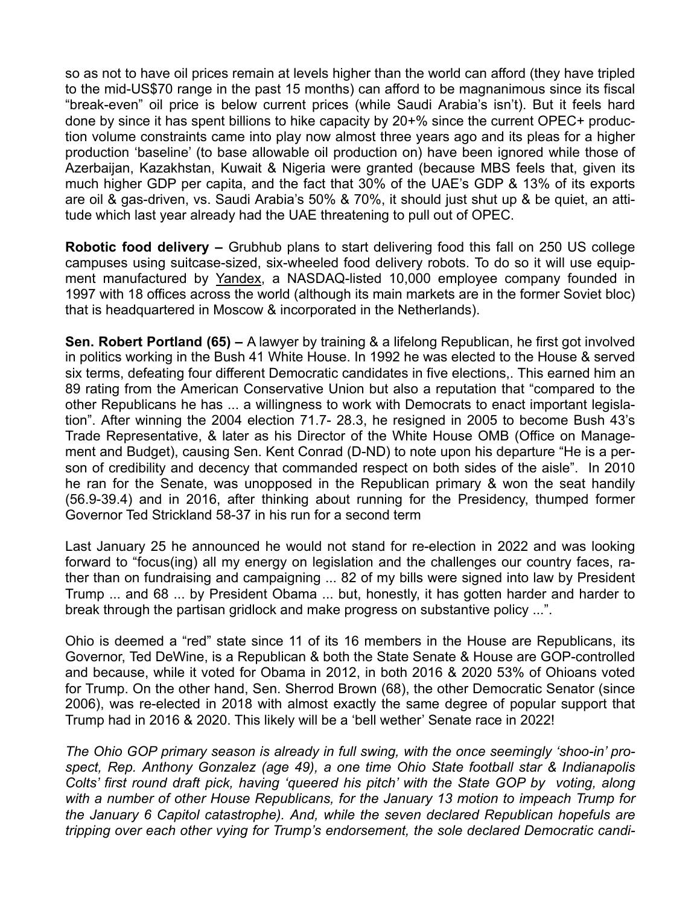so as not to have oil prices remain at levels higher than the world can afford (they have tripled to the mid-US$70 range in the past 15 months) can afford to be magnanimous since its fiscal "break-even" oil price is below current prices (while Saudi Arabia's isn't). But it feels hard done by since it has spent billions to hike capacity by 20+% since the current OPEC+ production volume constraints came into play now almost three years ago and its pleas for a higher production 'baseline' (to base allowable oil production on) have been ignored while those of Azerbaijan, Kazakhstan, Kuwait & Nigeria were granted (because MBS feels that, given its much higher GDP per capita, and the fact that 30% of the UAE's GDP & 13% of its exports are oil & gas-driven, vs. Saudi Arabia's 50% & 70%, it should just shut up & be quiet, an attitude which last year already had the UAE threatening to pull out of OPEC.

**Robotic food delivery –** Grubhub plans to start delivering food this fall on 250 US college campuses using suitcase-sized, six-wheeled food delivery robots. To do so it will use equipment manufactured by Yandex, a NASDAQ-listed 10,000 employee company founded in 1997 with 18 offices across the world (although its main markets are in the former Soviet bloc) that is headquartered in Moscow & incorporated in the Netherlands).

**Sen. Robert Portland (65) –** A lawyer by training & a lifelong Republican, he first got involved in politics working in the Bush 41 White House. In 1992 he was elected to the House & served six terms, defeating four different Democratic candidates in five elections,. This earned him an 89 rating from the American Conservative Union but also a reputation that "compared to the other Republicans he has ... a willingness to work with Democrats to enact important legislation". After winning the 2004 election 71.7- 28.3, he resigned in 2005 to become Bush 43's Trade Representative, & later as his Director of the White House OMB (Office on Management and Budget), causing Sen. Kent Conrad (D-ND) to note upon his departure "He is a person of credibility and decency that commanded respect on both sides of the aisle". In 2010 he ran for the Senate, was unopposed in the Republican primary & won the seat handily (56.9-39.4) and in 2016, after thinking about running for the Presidency, thumped former Governor Ted Strickland 58-37 in his run for a second term

Last January 25 he announced he would not stand for re-election in 2022 and was looking forward to "focus(ing) all my energy on legislation and the challenges our country faces, rather than on fundraising and campaigning ... 82 of my bills were signed into law by President Trump ... and 68 ... by President Obama ... but, honestly, it has gotten harder and harder to break through the partisan gridlock and make progress on substantive policy ...".

Ohio is deemed a "red" state since 11 of its 16 members in the House are Republicans, its Governor, Ted DeWine, is a Republican & both the State Senate & House are GOP-controlled and because, while it voted for Obama in 2012, in both 2016 & 2020 53% of Ohioans voted for Trump. On the other hand, Sen. Sherrod Brown (68), the other Democratic Senator (since 2006), was re-elected in 2018 with almost exactly the same degree of popular support that Trump had in 2016 & 2020. This likely will be a 'bell wether' Senate race in 2022!

*The Ohio GOP primary season is already in full swing, with the once seemingly 'shoo-in' prospect, Rep. Anthony Gonzalez (age 49), a one time Ohio State football star & Indianapolis Colts' first round draft pick, having 'queered his pitch' with the State GOP by voting, along with a number of other House Republicans, for the January 13 motion to impeach Trump for the January 6 Capitol catastrophe). And, while the seven declared Republican hopefuls are tripping over each other vying for Trump's endorsement, the sole declared Democratic candi-*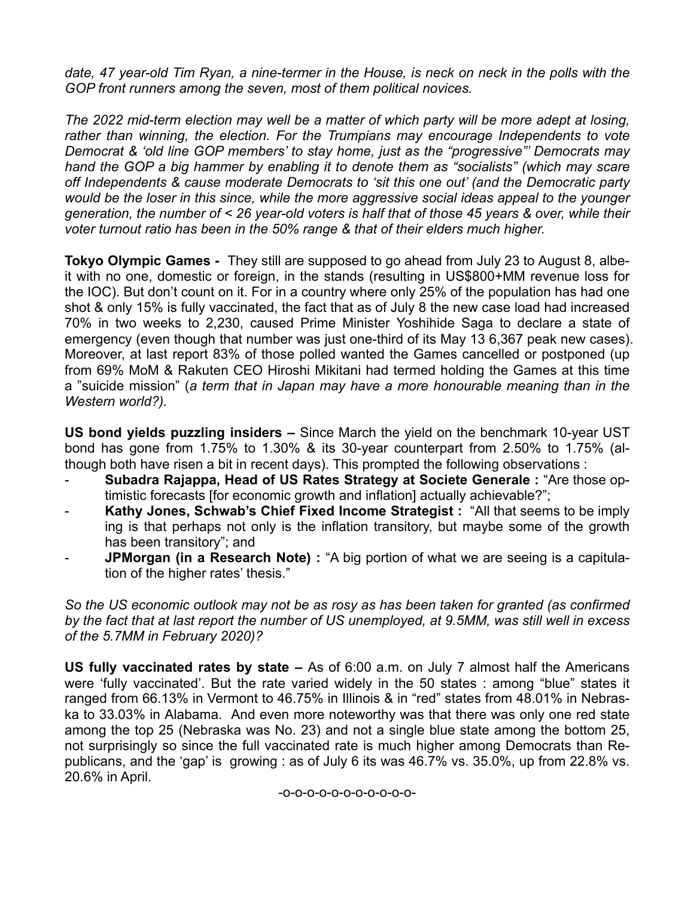*date, 47 year-old Tim Ryan, a nine-termer in the House, is neck on neck in the polls with the GOP front runners among the seven, most of them political novices.*

*The 2022 mid-term election may well be a matter of which party will be more adept at losing, rather than winning, the election. For the Trumpians may encourage Independents to vote Democrat & 'old line GOP members' to stay home, just as the "progressive"' Democrats may hand the GOP a big hammer by enabling it to denote them as "socialists" (which may scare off Independents & cause moderate Democrats to 'sit this one out' (and the Democratic party would be the loser in this since, while the more aggressive social ideas appeal to the younger generation, the number of < 26 year-old voters is half that of those 45 years & over, while their voter turnout ratio has been in the 50% range & that of their elders much higher.*

**Tokyo Olympic Games -** They still are supposed to go ahead from July 23 to August 8, albe-it with no one, domestic or foreign, in the stands (resulting in US$800+MM revenue loss for the IOC). But don't count on it. For in a country where only 25% of the population has had one shot & only 15% is fully vaccinated, the fact that as of July 8 the new case load had increased 70% in two weeks to 2,230, caused Prime Minister Yoshihide Saga to declare a state of emergency (even though that number was just one-third of its May 13 6,367 peak new cases). Moreover, at last report 83% of those polled wanted the Games cancelled or postponed (up from 69% MoM & Rakuten CEO Hiroshi Mikitani had termed holding the Games at this time a "suicide mission" (*a term that in Japan may have a more honourable meaning than in the Western world?).*

**US bond yields puzzling insiders –** Since March the yield on the benchmark 10-year UST bond has gone from 1.75% to 1.30% & its 30-year counterpart from 2.50% to 1.75% (although both have risen a bit in recent days). This prompted the following observations :

- **Subadra Rajappa, Head of US Rates Strategy at Societe Generale :** "Are those optimistic forecasts [for economic growth and inflation] actually achievable?";
- **Kathy Jones, Schwab's Chief Fixed Income Strategist :** "All that seems to be implying is that perhaps not only is the inflation transitory, but maybe some of the growth has been transitory"; and
- **JPMorgan (in a Research Note) :** "A big portion of what we are seeing is a capitulation of the higher rates' thesis."

*So the US economic outlook may not be as rosy as has been taken for granted (as confirmed by the fact that at last report the number of US unemployed, at 9.5MM, was still well in excess of the 5.7MM in February 2020)?*

**US fully vaccinated rates by state –** As of 6:00 a.m. on July 7 almost half the Americans were 'fully vaccinated'. But the rate varied widely in the 50 states : among "blue" states it ranged from 66.13% in Vermont to 46.75% in Illinois & in "red" states from 48.01% in Nebraska to 33.03% in Alabama. And even more noteworthy was that there was only one red state among the top 25 (Nebraska was No. 23) and not a single blue state among the bottom 25, not surprisingly so since the full vaccinated rate is much higher among Democrats than Republicans, and the 'gap' is growing : as of July 6 its was 46.7% vs. 35.0%, up from 22.8% vs. 20.6% in April.

-o-o-o-o-o-o-o-o-o-o-o-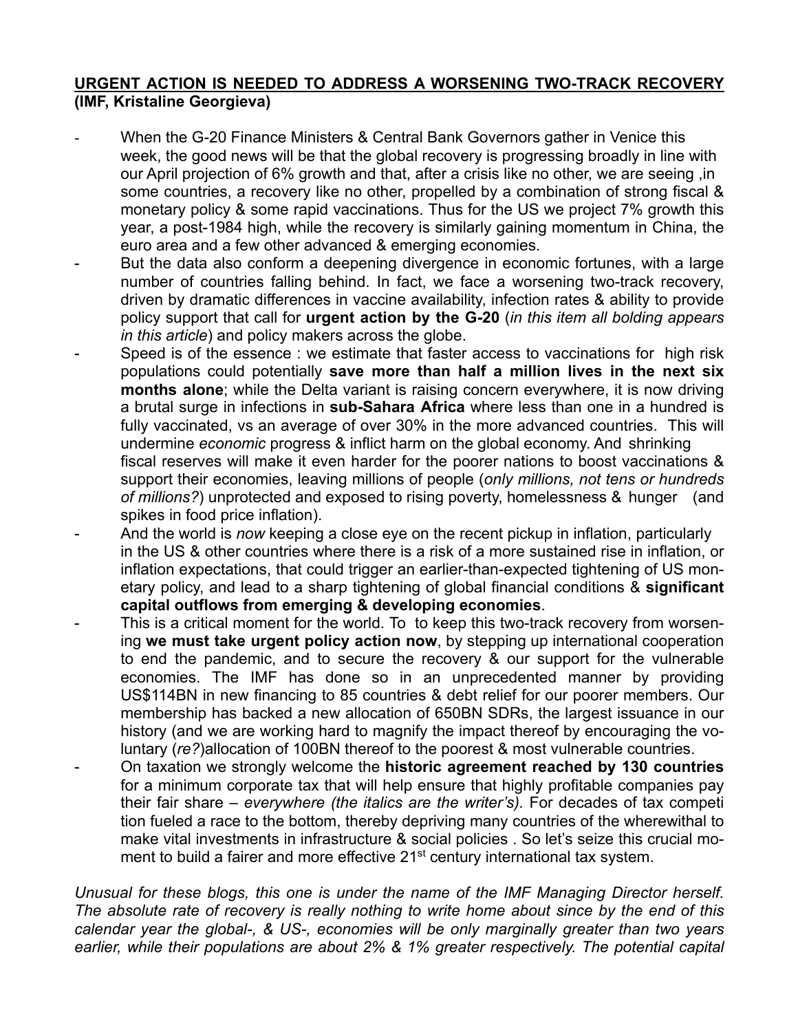**URGENT ACTION IS NEEDED TO ADDRESS A WORSENING TWO-TRACK RECOVERY**
**(IMF, Kristaline Georgieva)**

- When the G-20 Finance Ministers & Central Bank Governors gather in Venice this week, the good news will be that the global recovery is progressing broadly in line with our April projection of 6% growth and that, after a crisis like no other, we are seeing ,in some countries, a recovery like no other, propelled by a combination of strong fiscal & monetary policy & some rapid vaccinations. Thus for the US we project 7% growth this year, a post-1984 high, while the recovery is similarly gaining momentum in China, the euro area and a few other advanced & emerging economies.
- But the data also conform a deepening divergence in economic fortunes, with a large number of countries falling behind. In fact, we face a worsening two-track recovery, driven by dramatic differences in vaccine availability, infection rates & ability to provide policy support that call for **urgent action by the G-20** (*in this item all bolding appears in this article*) and policy makers across the globe.
- Speed is of the essence : we estimate that faster access to vaccinations for high risk populations could potentially **save more than half a million lives in the next six months alone**; while the Delta variant is raising concern everywhere, it is now driving a brutal surge in infections in **sub-Sahara Africa** where less than one in a hundred is fully vaccinated, vs an average of over 30% in the more advanced countries. This will undermine *economic* progress & inflict harm on the global economy. And shrinking fiscal reserves will make it even harder for the poorer nations to boost vaccinations & support their economies, leaving millions of people (*only millions, not tens or hundreds of millions?*) unprotected and exposed to rising poverty, homelessness & hunger (and spikes in food price inflation).
- And the world is *now* keeping a close eye on the recent pickup in inflation, particularly in the US & other countries where there is a risk of a more sustained rise in inflation, or inflation expectations, that could trigger an earlier-than-expected tightening of US monetary policy, and lead to a sharp tightening of global financial conditions & **significant capital outflows from emerging & developing economies**.
- This is a critical moment for the world. To to keep this two-track recovery from worsening **we must take urgent policy action now**, by stepping up international cooperation to end the pandemic, and to secure the recovery & our support for the vulnerable economies. The IMF has done so in an unprecedented manner by providing US$114BN in new financing to 85 countries & debt relief for our poorer members. Our membership has backed a new allocation of 650BN SDRs, the largest issuance in our history (and we are working hard to magnify the impact thereof by encouraging the voluntary (*re?*)allocation of 100BN thereof to the poorest & most vulnerable countries.
- On taxation we strongly welcome the **historic agreement reached by 130 countries** for a minimum corporate tax that will help ensure that highly profitable companies pay their fair share – *everywhere (the italics are the writer's).* For decades of tax competition fueled a race to the bottom, thereby depriving many countries of the wherewithal to make vital investments in infrastructure & social policies . So let's seize this crucial moment to build a fairer and more effective 21st century international tax system.

*Unusual for these blogs, this one is under the name of the IMF Managing Director herself. The absolute rate of recovery is really nothing to write home about since by the end of this calendar year the global-, & US-, economies will be only marginally greater than two years earlier, while their populations are about 2% & 1% greater respectively. The potential capital*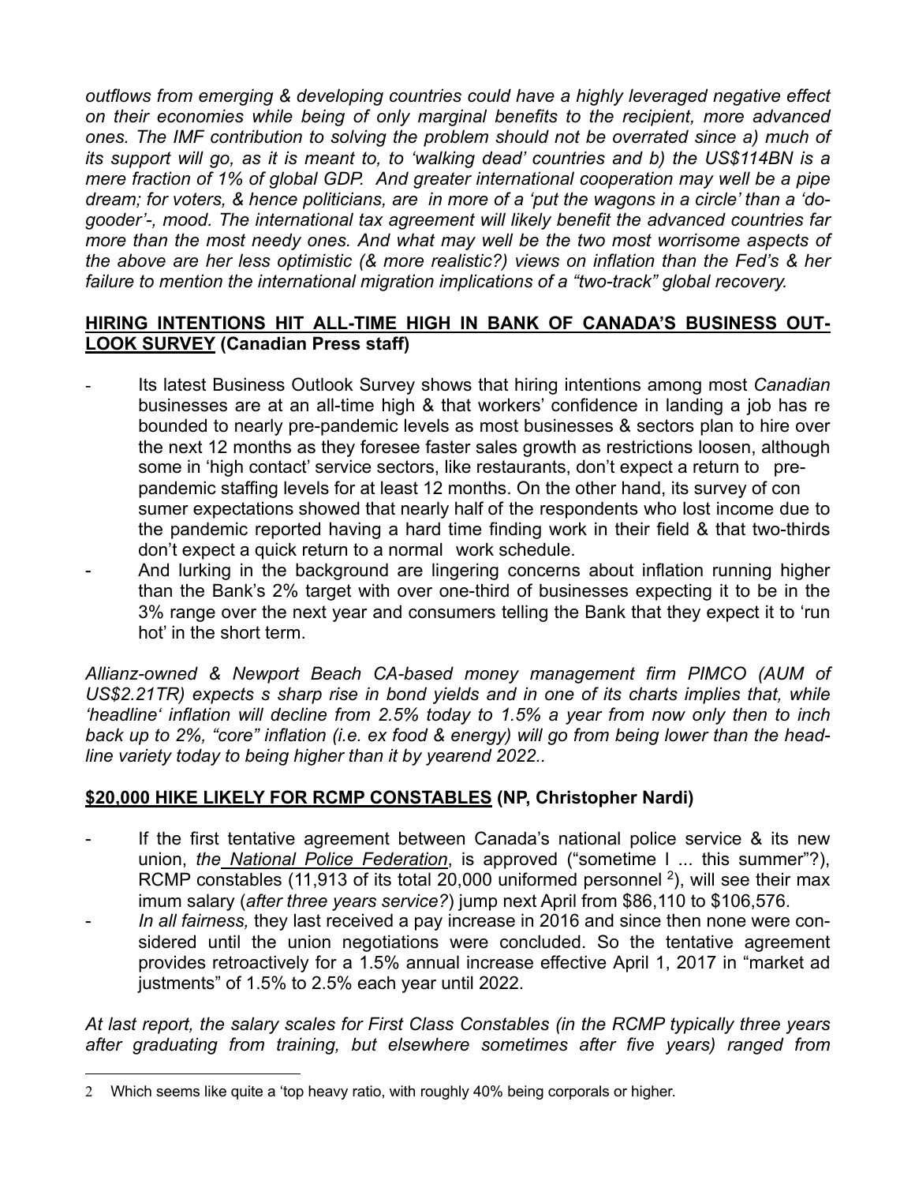*outflows from emerging & developing countries could have a highly leveraged negative effect on their economies while being of only marginal benefits to the recipient, more advanced ones. The IMF contribution to solving the problem should not be overrated since a) much of its support will go, as it is meant to, to 'walking dead' countries and b) the US$114BN is a mere fraction of 1% of global GDP. And greater international cooperation may well be a pipe dream; for voters, & hence politicians, are in more of a 'put the wagons in a circle' than a 'do-gooder'-, mood. The international tax agreement will likely benefit the advanced countries far more than the most needy ones. And what may well be the two most worrisome aspects of the above are her less optimistic (& more realistic?) views on inflation than the Fed's & her failure to mention the international migration implications of a "two-track" global recovery.*

**HIRING INTENTIONS HIT ALL-TIME HIGH IN BANK OF CANADA'S BUSINESS OUT-LOOK SURVEY (Canadian Press staff)**

- Its latest Business Outlook Survey shows that hiring intentions among most *Canadian* businesses are at an all-time high & that workers' confidence in landing a job has re bounded to nearly pre-pandemic levels as most businesses & sectors plan to hire over the next 12 months as they foresee faster sales growth as restrictions loosen, although some in 'high contact' service sectors, like restaurants, don't expect a return to pre-pandemic staffing levels for at least 12 months. On the other hand, its survey of con sumer expectations showed that nearly half of the respondents who lost income due to the pandemic reported having a hard time finding work in their field & that two-thirds don't expect a quick return to a normal work schedule.
- And lurking in the background are lingering concerns about inflation running higher than the Bank's 2% target with over one-third of businesses expecting it to be in the 3% range over the next year and consumers telling the Bank that they expect it to 'run hot' in the short term.

*Allianz-owned & Newport Beach CA-based money management firm PIMCO (AUM of US$2.21TR) expects s sharp rise in bond yields and in one of its charts implies that, while 'headline' inflation will decline from 2.5% today to 1.5% a year from now only then to inch back up to 2%, "core" inflation (i.e. ex food & energy) will go from being lower than the head-line variety today to being higher than it by yearend 2022..*

**$20,000 HIKE LIKELY FOR RCMP CONSTABLES (NP, Christopher Nardi)**

- If the first tentative agreement between Canada's national police service & its new union, *the National Police Federation*, is approved ("sometime I ... this summer"?), RCMP constables (11,913 of its total 20,000 uniformed personnel [2]), will see their max imum salary (*after three years service?*) jump next April from $86,110 to $106,576.
- *In all fairness,* they last received a pay increase in 2016 and since then none were con-sidered until the union negotiations were concluded. So the tentative agreement provides retroactively for a 1.5% annual increase effective April 1, 2017 in "market ad justments" of 1.5% to 2.5% each year until 2022.

*At last report, the salary scales for First Class Constables (in the RCMP typically three years after graduating from training, but elsewhere sometimes after five years) ranged from*

---

2 Which seems like quite a 'top heavy ratio, with roughly 40% being corporals or higher.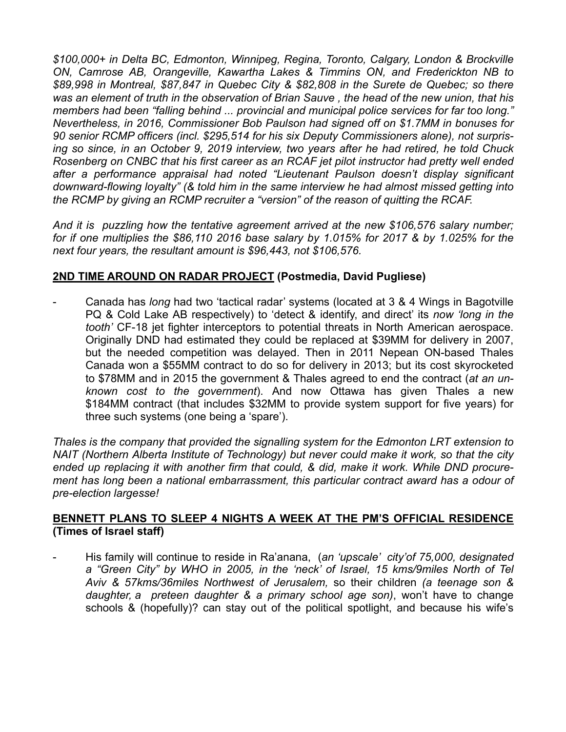*$100,000+ in Delta BC, Edmonton, Winnipeg, Regina, Toronto, Calgary, London & Brockville ON, Camrose AB, Orangeville, Kawartha Lakes & Timmins ON, and Frederickton NB to $89,998 in Montreal, $87,847 in Quebec City & $82,808 in the Surete de Quebec; so there was an element of truth in the observation of Brian Sauve , the head of the new union, that his members had been "falling behind ... provincial and municipal police services for far too long." Nevertheless, in 2016, Commissioner Bob Paulson had signed off on $1.7MM in bonuses for 90 senior RCMP officers (incl. $295,514 for his six Deputy Commissioners alone), not surprising so since, in an October 9, 2019 interview, two years after he had retired, he told Chuck Rosenberg on CNBC that his first career as an RCAF jet pilot instructor had pretty well ended after a performance appraisal had noted "Lieutenant Paulson doesn't display significant downward-flowing loyalty" (& told him in the same interview he had almost missed getting into the RCMP by giving an RCMP recruiter a "version" of the reason of quitting the RCAF.*

*And it is puzzling how the tentative agreement arrived at the new $106,576 salary number; for if one multiplies the $86,110 2016 base salary by 1.015% for 2017 & by 1.025% for the next four years, the resultant amount is $96,443, not $106,576.*

## <u>2ND TIME AROUND ON RADAR PROJECT</u> (Postmedia, David Pugliese)

- Canada has *long* had two 'tactical radar' systems (located at 3 & 4 Wings in Bagotville PQ & Cold Lake AB respectively) to 'detect & identify, and direct' its *now 'long in the tooth'* CF-18 jet fighter interceptors to potential threats in North American aerospace. Originally DND had estimated they could be replaced at $39MM for delivery in 2007, but the needed competition was delayed. Then in 2011 Nepean ON-based Thales Canada won a $55MM contract to do so for delivery in 2013; but its cost skyrocketed to $78MM and in 2015 the government & Thales agreed to end the contract (*at an unknown cost to the government*). And now Ottawa has given Thales a new $184MM contract (that includes $32MM to provide system support for five years) for three such systems (one being a 'spare').

*Thales is the company that provided the signalling system for the Edmonton LRT extension to NAIT (Northern Alberta Institute of Technology) but never could make it work, so that the city ended up replacing it with another firm that could, & did, make it work. While DND procurement has long been a national embarrassment, this particular contract award has a odour of pre-election largesse!*

## <u>BENNETT PLANS TO SLEEP 4 NIGHTS A WEEK AT THE PM'S OFFICIAL RESIDENCE</u> (Times of Israel staff)

- His family will continue to reside in Ra'anana, (*an 'upscale' city'of 75,000, designated a "Green City" by WHO in 2005, in the 'neck' of Israel, 15 kms/9miles North of Tel Aviv & 57kms/36miles Northwest of Jerusalem,* so their children *(a teenage son & daughter, a preteen daughter & a primary school age son)*, won't have to change schools & (hopefully)? can stay out of the political spotlight, and because his wife's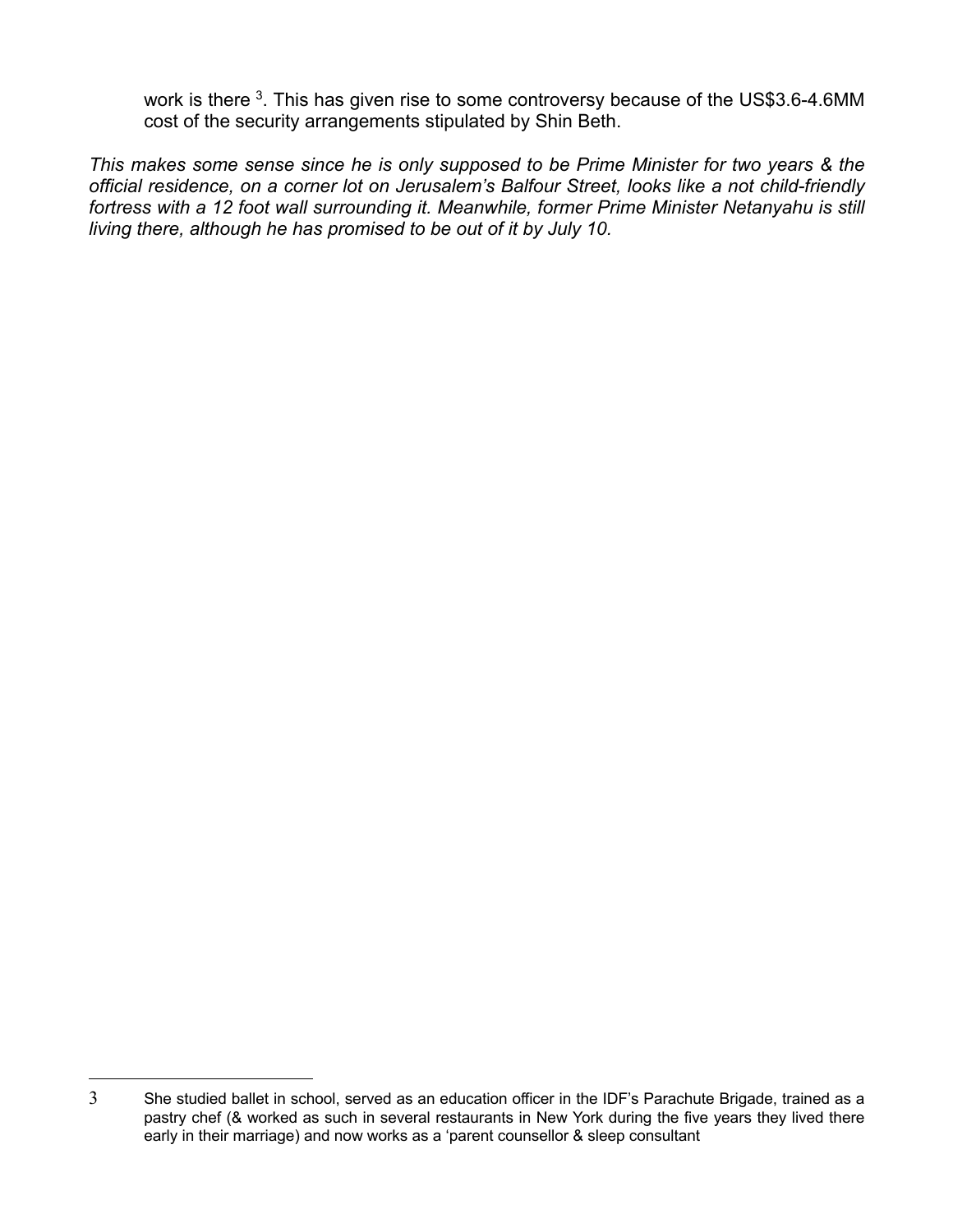work is there [3]. This has given rise to some controversy because of the US$3.6-4.6MM cost of the security arrangements stipulated by Shin Beth.

*This makes some sense since he is only supposed to be Prime Minister for two years & the official residence, on a corner lot on Jerusalem's Balfour Street, looks like a not child-friendly fortress with a 12 foot wall surrounding it. Meanwhile, former Prime Minister Netanyahu is still living there, although he has promised to be out of it by July 10.*

---

3 She studied ballet in school, served as an education officer in the IDF's Parachute Brigade, trained as a pastry chef (& worked as such in several restaurants in New York during the five years they lived there early in their marriage) and now works as a 'parent counsellor & sleep consultant